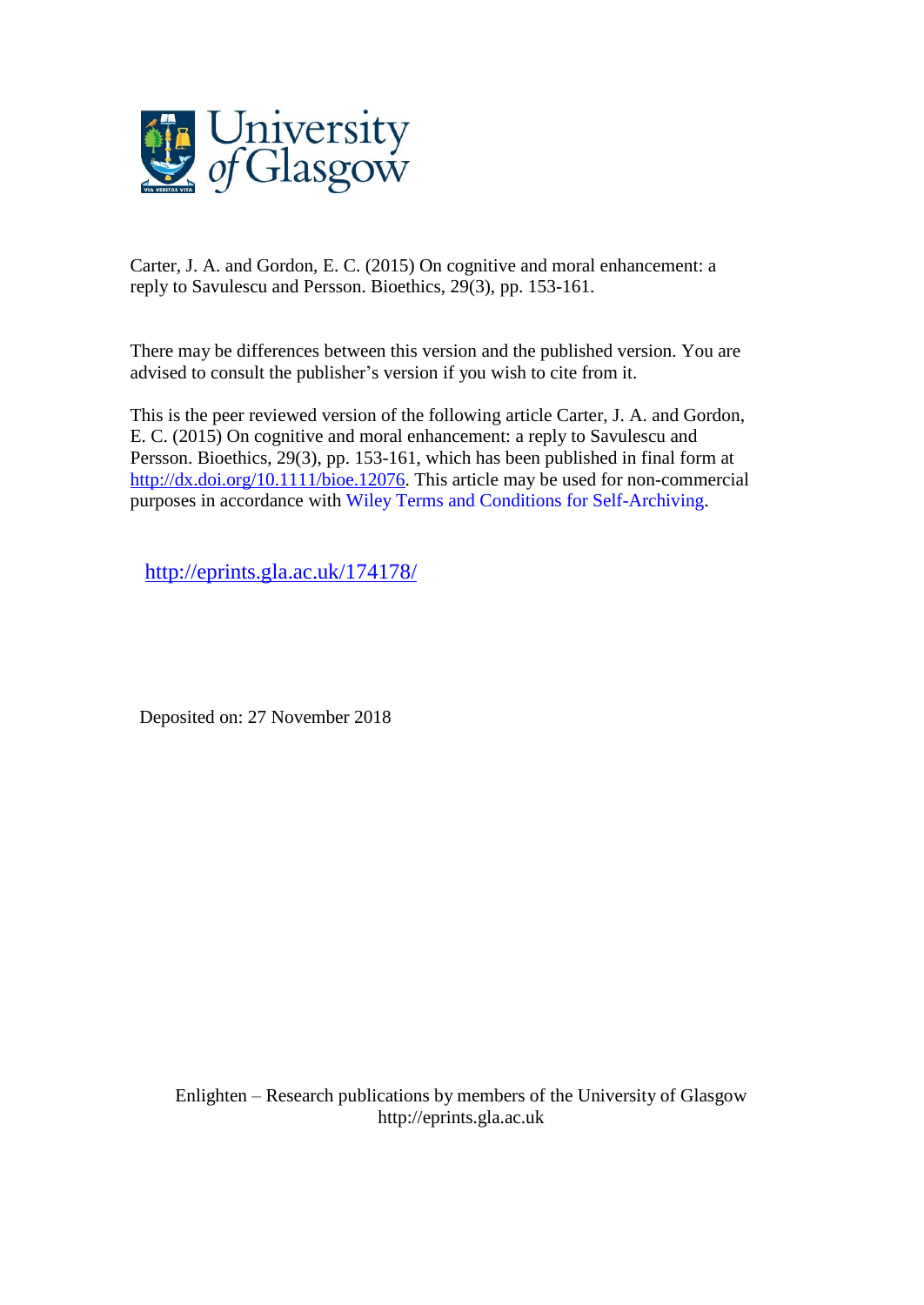University of Glasgow

Carter, J. A. and Gordon, E. C. (2015) On cognitive and moral enhancement: a reply to Savulescu and Persson. Bioethics, 29(3), pp. 153-161.

There may be differences between this version and the published version. You are advised to consult the publisher's version if you wish to cite from it.

This is the peer reviewed version of the following article Carter, J. A. and Gordon, E. C. (2015) On cognitive and moral enhancement: a reply to Savulescu and Persson. Bioethics, 29(3), pp. 153-161, which has been published in final form at http://dx.doi.org/10.1111/bioe.12076. This article may be used for non-commercial purposes in accordance with Wiley Terms and Conditions for Self-Archiving.

http://eprints.gla.ac.uk/174178/

Deposited on: 27 November 2018

Enlighten – Research publications by members of the University of Glasgow
http://eprints.gla.ac.uk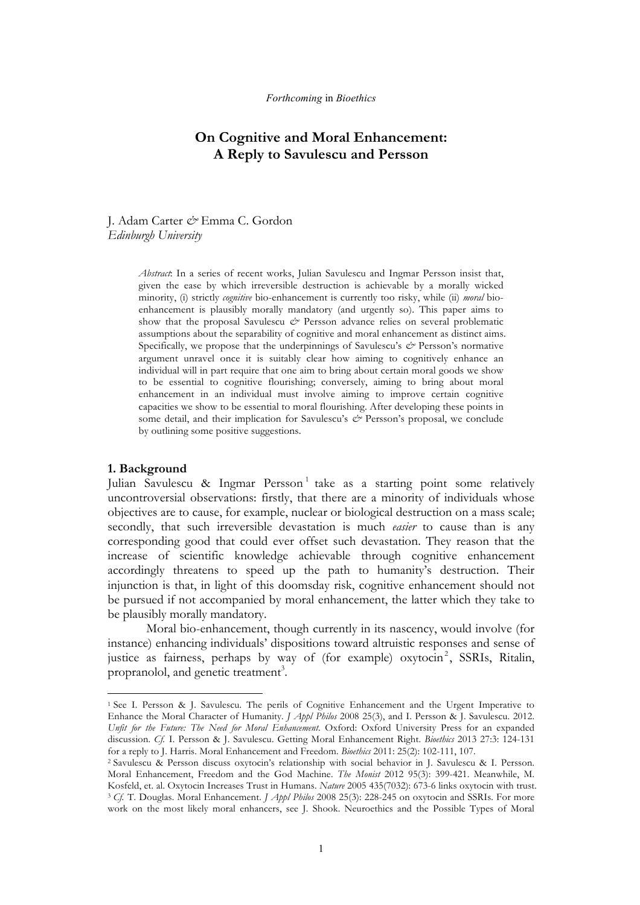*Forthcoming* in *Bioethics*

# On Cognitive and Moral Enhancement: A Reply to Savulescu and Persson

J. Adam Carter *&* Emma C. Gordon
*Edinburgh University*

> *Abstract*: In a series of recent works, Julian Savulescu and Ingmar Persson insist that, given the ease by which irreversible destruction is achievable by a morally wicked minority, (i) strictly *cognitive* bio-enhancement is currently too risky, while (ii) *moral* bio-enhancement is plausibly morally mandatory (and urgently so). This paper aims to show that the proposal Savulescu *&* Persson advance relies on several problematic assumptions about the separability of cognitive and moral enhancement as distinct aims. Specifically, we propose that the underpinnings of Savulescu's *&* Persson's normative argument unravel once it is suitably clear how aiming to cognitively enhance an individual will in part require that one aim to bring about certain moral goods we show to be essential to cognitive flourishing; conversely, aiming to bring about moral enhancement in an individual must involve aiming to improve certain cognitive capacities we show to be essential to moral flourishing. After developing these points in some detail, and their implication for Savulescu's *&* Persson's proposal, we conclude by outlining some positive suggestions.

## 1. Background

Julian Savulescu & Ingmar Persson[1] take as a starting point some relatively uncontroversial observations: firstly, that there are a minority of individuals whose objectives are to cause, for example, nuclear or biological destruction on a mass scale; secondly, that such irreversible devastation is much *easier* to cause than is any corresponding good that could ever offset such devastation. They reason that the increase of scientific knowledge achievable through cognitive enhancement accordingly threatens to speed up the path to humanity's destruction. Their injunction is that, in light of this doomsday risk, cognitive enhancement should not be pursued if not accompanied by moral enhancement, the latter which they take to be plausibly morally mandatory.

Moral bio-enhancement, though currently in its nascency, would involve (for instance) enhancing individuals' dispositions toward altruistic responses and sense of justice as fairness, perhaps by way of (for example) oxytocin[2], SSRIs, Ritalin, propranolol, and genetic treatment[3].

---

[1] See I. Persson & J. Savulescu. The perils of Cognitive Enhancement and the Urgent Imperative to Enhance the Moral Character of Humanity. *J Appl Philos* 2008 25(3), and I. Persson & J. Savulescu. 2012. *Unfit for the Future: The Need for Moral Enhancement*. Oxford: Oxford University Press for an expanded discussion. *Cf.* I. Persson & J. Savulescu. Getting Moral Enhancement Right. *Bioethics* 2013 27:3: 124-131 for a reply to J. Harris. Moral Enhancement and Freedom. *Bioethics* 2011: 25(2): 102-111, 107.

[2] Savulescu & Persson discuss oxytocin's relationship with social behavior in J. Savulescu & I. Persson. Moral Enhancement, Freedom and the God Machine. *The Monist* 2012 95(3): 399-421. Meanwhile, M. Kosfeld, et. al. Oxytocin Increases Trust in Humans. *Nature* 2005 435(7032): 673-6 links oxytocin with trust.

[3] *Cf.* T. Douglas. Moral Enhancement. *J Appl Philos* 2008 25(3): 228-245 on oxytocin and SSRIs. For more work on the most likely moral enhancers, see J. Shook. Neuroethics and the Possible Types of Moral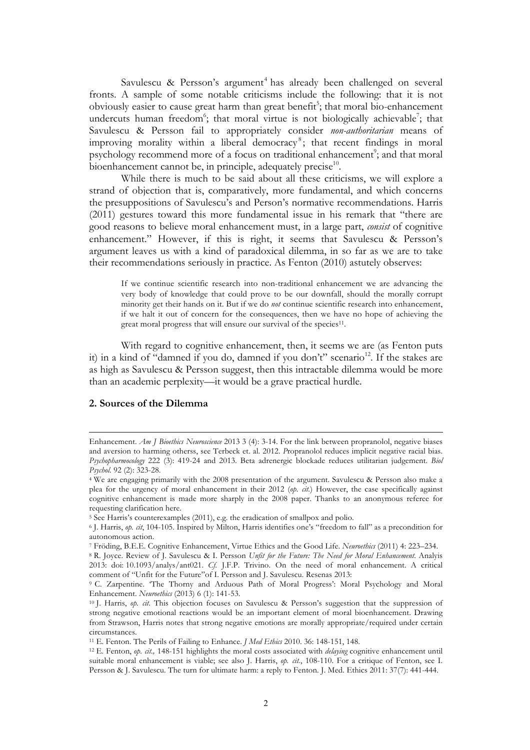Savulescu & Persson's argument[4] has already been challenged on several fronts. A sample of some notable criticisms include the following: that it is not obviously easier to cause great harm than great benefit[5]; that moral bio-enhancement undercuts human freedom[6]; that moral virtue is not biologically achievable[7]; that Savulescu & Persson fail to appropriately consider *non-authoritarian* means of improving morality within a liberal democracy[8]; that recent findings in moral psychology recommend more of a focus on traditional enhancement[9]; and that moral bioenhancement cannot be, in principle, adequately precise[10].

While there is much to be said about all these criticisms, we will explore a strand of objection that is, comparatively, more fundamental, and which concerns the presuppositions of Savulescu's and Person's normative recommendations. Harris (2011) gestures toward this more fundamental issue in his remark that "there are good reasons to believe moral enhancement must, in a large part, *consist* of cognitive enhancement." However, if this is right, it seems that Savulescu & Persson's argument leaves us with a kind of paradoxical dilemma, in so far as we are to take their recommendations seriously in practice. As Fenton (2010) astutely observes:

> If we continue scientific research into non-traditional enhancement we are advancing the very body of knowledge that could prove to be our downfall, should the morally corrupt minority get their hands on it. But if we do *not* continue scientific research into enhancement, if we halt it out of concern for the consequences, then we have no hope of achieving the great moral progress that will ensure our survival of the species[11].

With regard to cognitive enhancement, then, it seems we are (as Fenton puts it) in a kind of "damned if you do, damned if you don't" scenario[12]. If the stakes are as high as Savulescu & Persson suggest, then this intractable dilemma would be more than an academic perplexity—it would be a grave practical hurdle.

## 2. Sources of the Dilemma

---

Enhancement. *Am J Bioethics Neuroscience* 2013 3 (4): 3-14. For the link between propranolol, negative biases and aversion to harming otherss, see Terbeck et. al. 2012. *P*ropranolol reduces implicit negative racial bias. *Psychopharmocology* 222 (3): 419-24 and 2013. Beta adrenergic blockade reduces utilitarian judgement. *Biol Psychol*. 92 (2): 323-28.

[4] We are engaging primarily with the 2008 presentation of the argument. Savulescu & Persson also make a plea for the urgency of moral enhancement in their 2012 (*op. cit.*) However, the case specifically against cognitive enhancement is made more sharply in the 2008 paper. Thanks to an anonymous referee for requesting clarification here.

[5] See Harris's counterexamples (2011), e.g. the eradication of smallpox and polio.

[6] J. Harris, *op. cit*, 104-105. Inspired by Milton, Harris identifies one's "freedom to fall" as a precondition for autonomous action.

[7] Fröding, B.E.E. Cognitive Enhancement, Virtue Ethics and the Good Life. *Neuroethics* (2011) 4: 223–234.

[8] R. Joyce. Review of J. Savulescu & I. Persson *Unfit for the Future: The Need for Moral Enhancement*. Analyis 2013: doi: 10.1093/analys/ant021. *Cf.* J.F.P. Trivino. On the need of moral enhancement. A critical comment of "Unfit for the Future"of I. Persson and J. Savulescu. Resenas 2013:

[9] C. Zarpentine. 'The Thorny and Arduous Path of Moral Progress': Moral Psychology and Moral Enhancement. *Neuroethics* (2013) 6 (1): 141-53.

[10] J. Harris, *op. cit*. This objection focuses on Savulescu & Persson's suggestion that the suppression of strong negative emotional reactions would be an important element of moral bioenhancement. Drawing from Strawson, Harris notes that strong negative emotions are morally appropriate/required under certain circumstances.

[11] E. Fenton. The Perils of Failing to Enhance. *J Med Ethics* 2010. 36: 148-151, 148.

[12] E. Fenton, *op. cit.,* 148-151 highlights the moral costs associated with *delaying* cognitive enhancement until suitable moral enhancement is viable; see also J. Harris, *op. cit.*, 108-110. For a critique of Fenton, see I. Persson & J. Savulescu. The turn for ultimate harm: a reply to Fenton. J. Med. Ethics 2011: 37(7): 441-444.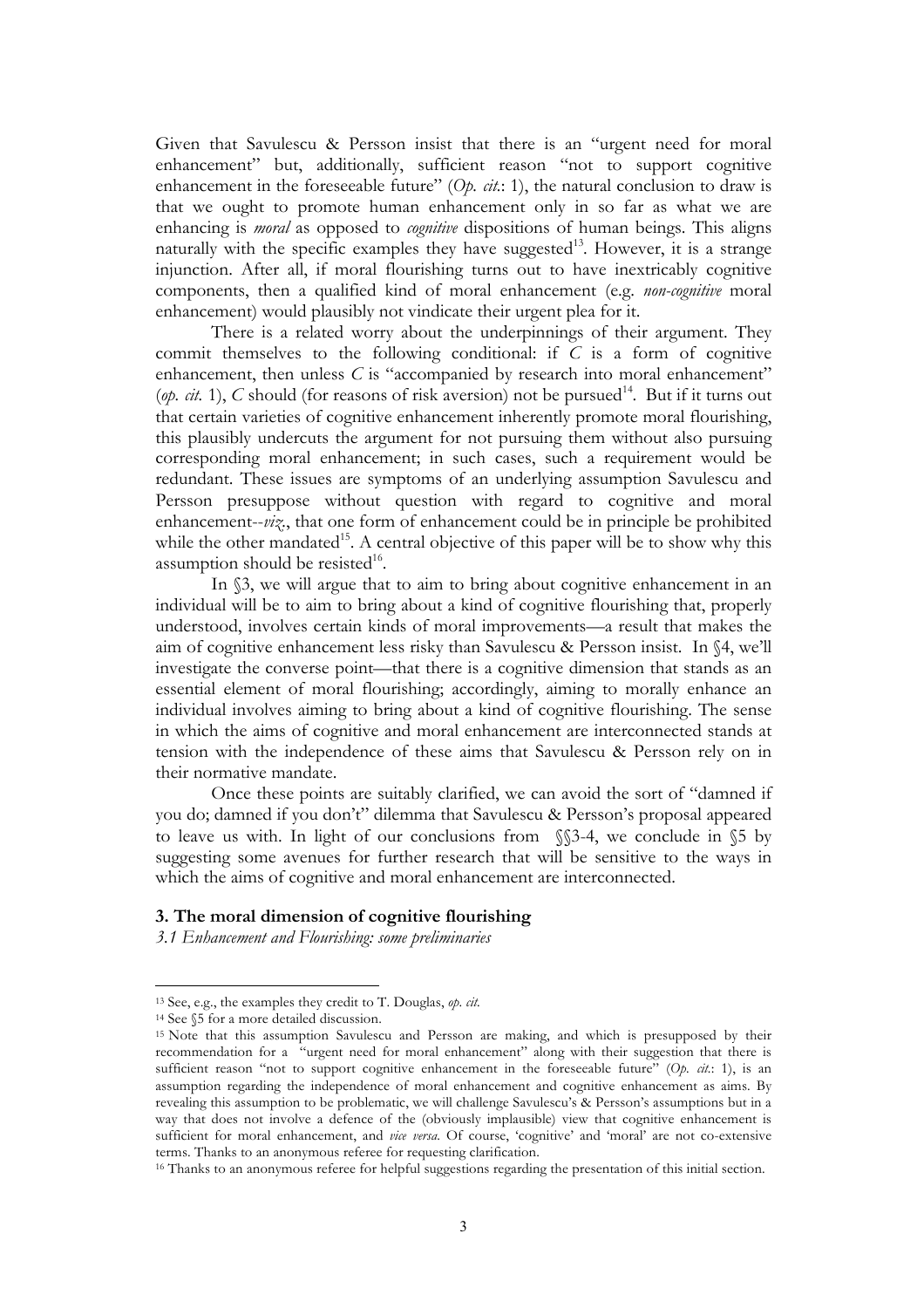Given that Savulescu & Persson insist that there is an "urgent need for moral enhancement" but, additionally, sufficient reason "not to support cognitive enhancement in the foreseeable future" (*Op. cit.*: 1), the natural conclusion to draw is that we ought to promote human enhancement only in so far as what we are enhancing is *moral* as opposed to *cognitive* dispositions of human beings. This aligns naturally with the specific examples they have suggested[13]. However, it is a strange injunction. After all, if moral flourishing turns out to have inextricably cognitive components, then a qualified kind of moral enhancement (e.g. *non-cognitive* moral enhancement) would plausibly not vindicate their urgent plea for it.

There is a related worry about the underpinnings of their argument. They commit themselves to the following conditional: if $C$ is a form of cognitive enhancement, then unless $C$ is "accompanied by research into moral enhancement" (*op. cit.* 1), $C$ should (for reasons of risk aversion) not be pursued[14]. But if it turns out that certain varieties of cognitive enhancement inherently promote moral flourishing, this plausibly undercuts the argument for not pursuing them without also pursuing corresponding moral enhancement; in such cases, such a requirement would be redundant. These issues are symptoms of an underlying assumption Savulescu and Persson presuppose without question with regard to cognitive and moral enhancement--*viz*., that one form of enhancement could be in principle be prohibited while the other mandated[15]. A central objective of this paper will be to show why this assumption should be resisted[16].

In §3, we will argue that to aim to bring about cognitive enhancement in an individual will be to aim to bring about a kind of cognitive flourishing that, properly understood, involves certain kinds of moral improvements—a result that makes the aim of cognitive enhancement less risky than Savulescu & Persson insist. In §4, we'll investigate the converse point—that there is a cognitive dimension that stands as an essential element of moral flourishing; accordingly, aiming to morally enhance an individual involves aiming to bring about a kind of cognitive flourishing. The sense in which the aims of cognitive and moral enhancement are interconnected stands at tension with the independence of these aims that Savulescu & Persson rely on in their normative mandate.

Once these points are suitably clarified, we can avoid the sort of "damned if you do; damned if you don't" dilemma that Savulescu & Persson's proposal appeared to leave us with. In light of our conclusions from §§3-4, we conclude in §5 by suggesting some avenues for further research that will be sensitive to the ways in which the aims of cognitive and moral enhancement are interconnected.

## 3. The moral dimension of cognitive flourishing

### *3.1 Enhancement and Flourishing: some preliminaries*

---

[13] See, e.g., the examples they credit to T. Douglas, *op. cit.*

[14] See §5 for a more detailed discussion.

[15] Note that this assumption Savulescu and Persson are making, and which is presupposed by their recommendation for a "urgent need for moral enhancement" along with their suggestion that there is sufficient reason "not to support cognitive enhancement in the foreseeable future" (*Op. cit.*: 1), is an assumption regarding the independence of moral enhancement and cognitive enhancement as aims. By revealing this assumption to be problematic, we will challenge Savulescu's & Persson's assumptions but in a way that does not involve a defence of the (obviously implausible) view that cognitive enhancement is sufficient for moral enhancement, and *vice versa*. Of course, 'cognitive' and 'moral' are not co-extensive terms. Thanks to an anonymous referee for requesting clarification.

[16] Thanks to an anonymous referee for helpful suggestions regarding the presentation of this initial section.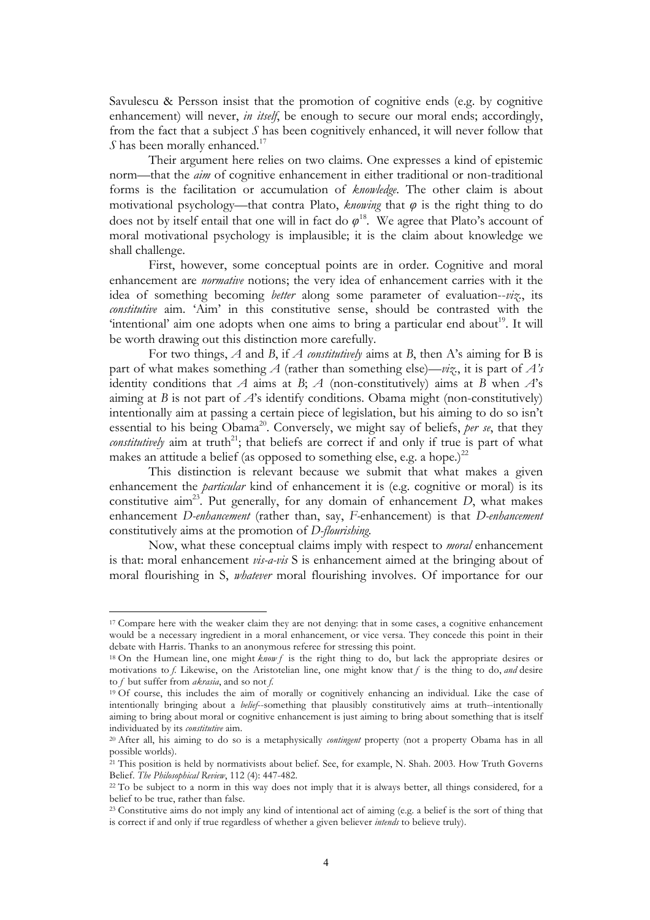Savulescu & Persson insist that the promotion of cognitive ends (e.g. by cognitive enhancement) will never, *in itself*, be enough to secure our moral ends; accordingly, from the fact that a subject *S* has been cognitively enhanced, it will never follow that *S* has been morally enhanced.[17]

Their argument here relies on two claims. One expresses a kind of epistemic norm—that the *aim* of cognitive enhancement in either traditional or non-traditional forms is the facilitation or accumulation of *knowledge*. The other claim is about motivational psychology—that contra Plato, *knowing* that $\varphi$ is the right thing to do does not by itself entail that one will in fact do $\varphi$[18]. We agree that Plato's account of moral motivational psychology is implausible; it is the claim about knowledge we shall challenge.

First, however, some conceptual points are in order. Cognitive and moral enhancement are *normative* notions; the very idea of enhancement carries with it the idea of something *better* along some parameter of evaluation--*viz*., its *constitutive* aim. 'Aim' in this constitutive sense, should be contrasted with the 'intentional' aim one adopts when one aims to bring a particular end about[19]. It will be worth drawing out this distinction more carefully.

For two things, *A* and *B*, if *A constitutively* aims at *B*, then A's aiming for B is part of what makes something *A* (rather than something else)—*viz*., it is part of *A's* identity conditions that *A* aims at *B*; *A* (non-constitutively) aims at *B* when *A*'s aiming at *B* is not part of *A*'s identify conditions. Obama might (non-constitutively) intentionally aim at passing a certain piece of legislation, but his aiming to do so isn't essential to his being Obama[20]. Conversely, we might say of beliefs, *per se*, that they *constitutively* aim at truth[21]; that beliefs are correct if and only if true is part of what makes an attitude a belief (as opposed to something else, e.g. a hope.)[22]

This distinction is relevant because we submit that what makes a given enhancement the *particular* kind of enhancement it is (e.g. cognitive or moral) is its constitutive aim[23]. Put generally, for any domain of enhancement *D*, what makes enhancement *D-enhancement* (rather than, say, *F*-enhancement) is that *D-enhancement* constitutively aims at the promotion of *D-flourishing.*

Now, what these conceptual claims imply with respect to *moral* enhancement is that: moral enhancement *vis-a-vis* S is enhancement aimed at the bringing about of moral flourishing in S, *whatever* moral flourishing involves. Of importance for our

---

[17] Compare here with the weaker claim they are not denying: that in some cases, a cognitive enhancement would be a necessary ingredient in a moral enhancement, or vice versa. They concede this point in their debate with Harris. Thanks to an anonymous referee for stressing this point.

[18] On the Humean line, one might *know f* is the right thing to do, but lack the appropriate desires or motivations to *f*. Likewise, on the Aristotelian line, one might know that *f* is the thing to do, *and* desire to *f* but suffer from *akrasia*, and so not *f*.

[19] Of course, this includes the aim of morally or cognitively enhancing an individual. Like the case of intentionally bringing about a *belief*--something that plausibly constitutively aims at truth--intentionally aiming to bring about moral or cognitive enhancement is just aiming to bring about something that is itself individuated by its *constitutive* aim.

[20] After all, his aiming to do so is a metaphysically *contingent* property (not a property Obama has in all possible worlds).

[21] This position is held by normativists about belief. See, for example, N. Shah. 2003. How Truth Governs Belief. *The Philosophical Review*, 112 (4): 447-482.

[22] To be subject to a norm in this way does not imply that it is always better, all things considered, for a belief to be true, rather than false.

[23] Constitutive aims do not imply any kind of intentional act of aiming (e.g. a belief is the sort of thing that is correct if and only if true regardless of whether a given believer *intends* to believe truly).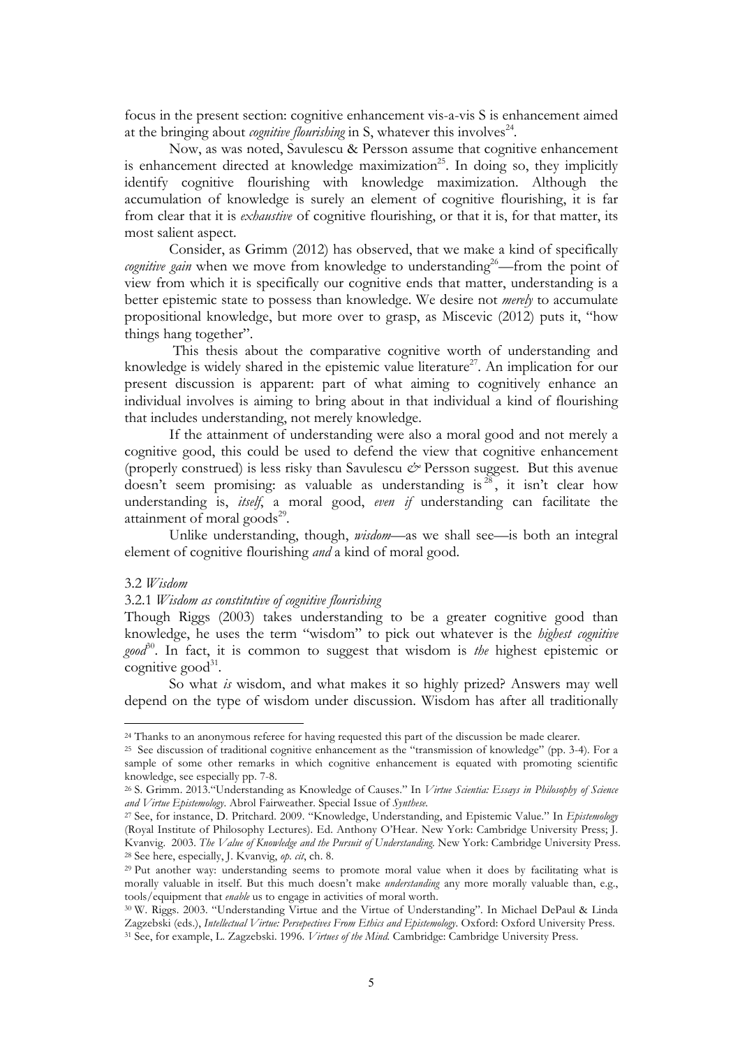focus in the present section: cognitive enhancement vis-a-vis S is enhancement aimed at the bringing about *cognitive flourishing* in S, whatever this involves[24].

Now, as was noted, Savulescu & Persson assume that cognitive enhancement is enhancement directed at knowledge maximization[25]. In doing so, they implicitly identify cognitive flourishing with knowledge maximization. Although the accumulation of knowledge is surely an element of cognitive flourishing, it is far from clear that it is *exhaustive* of cognitive flourishing, or that it is, for that matter, its most salient aspect.

Consider, as Grimm (2012) has observed, that we make a kind of specifically *cognitive gain* when we move from knowledge to understanding[26]—from the point of view from which it is specifically our cognitive ends that matter, understanding is a better epistemic state to possess than knowledge. We desire not *merely* to accumulate propositional knowledge, but more over to grasp, as Miscevic (2012) puts it, "how things hang together".

This thesis about the comparative cognitive worth of understanding and knowledge is widely shared in the epistemic value literature[27]. An implication for our present discussion is apparent: part of what aiming to cognitively enhance an individual involves is aiming to bring about in that individual a kind of flourishing that includes understanding, not merely knowledge.

If the attainment of understanding were also a moral good and not merely a cognitive good, this could be used to defend the view that cognitive enhancement (properly construed) is less risky than Savulescu *&* Persson suggest. But this avenue doesn't seem promising: as valuable as understanding is[28], it isn't clear how understanding is, *itself*, a moral good, *even if* understanding can facilitate the attainment of moral goods[29].

Unlike understanding, though, *wisdom*—as we shall see—is both an integral element of cognitive flourishing *and* a kind of moral good.

3.2 *Wisdom*

3.2.1 *Wisdom as constitutive of cognitive flourishing*

Though Riggs (2003) takes understanding to be a greater cognitive good than knowledge, he uses the term "wisdom" to pick out whatever is the *highest cognitive good*[30]. In fact, it is common to suggest that wisdom is *the* highest epistemic or cognitive good[31].

So what *is* wisdom, and what makes it so highly prized? Answers may well depend on the type of wisdom under discussion. Wisdom has after all traditionally

---

[24] Thanks to an anonymous referee for having requested this part of the discussion be made clearer.

[25] See discussion of traditional cognitive enhancement as the "transmission of knowledge" (pp. 3-4). For a sample of some other remarks in which cognitive enhancement is equated with promoting scientific knowledge, see especially pp. 7-8.

[26] S. Grimm. 2013."Understanding as Knowledge of Causes." In *Virtue Scientia: Essays in Philosophy of Science and Virtue Epistemology*. Abrol Fairweather. Special Issue of *Synthese*.

[27] See, for instance, D. Pritchard. 2009. "Knowledge, Understanding, and Epistemic Value." In *Epistemology* (Royal Institute of Philosophy Lectures). Ed. Anthony O'Hear. New York: Cambridge University Press; J. Kvanvig. 2003. *The Value of Knowledge and the Pursuit of Understanding*. New York: Cambridge University Press.

[28] See here, especially, J. Kvanvig, *op. cit*, ch. 8.

[29] Put another way: understanding seems to promote moral value when it does by facilitating what is morally valuable in itself. But this much doesn't make *understanding* any more morally valuable than, e.g., tools/equipment that *enable* us to engage in activities of moral worth.

[30] W. Riggs. 2003. "Understanding Virtue and the Virtue of Understanding". In Michael DePaul & Linda Zagzebski (eds.), *Intellectual Virtue: Persepectives From Ethics and Epistemology*. Oxford: Oxford University Press.

[31] See, for example, L. Zagzebski. 1996. *Virtues of the Mind*. Cambridge: Cambridge University Press.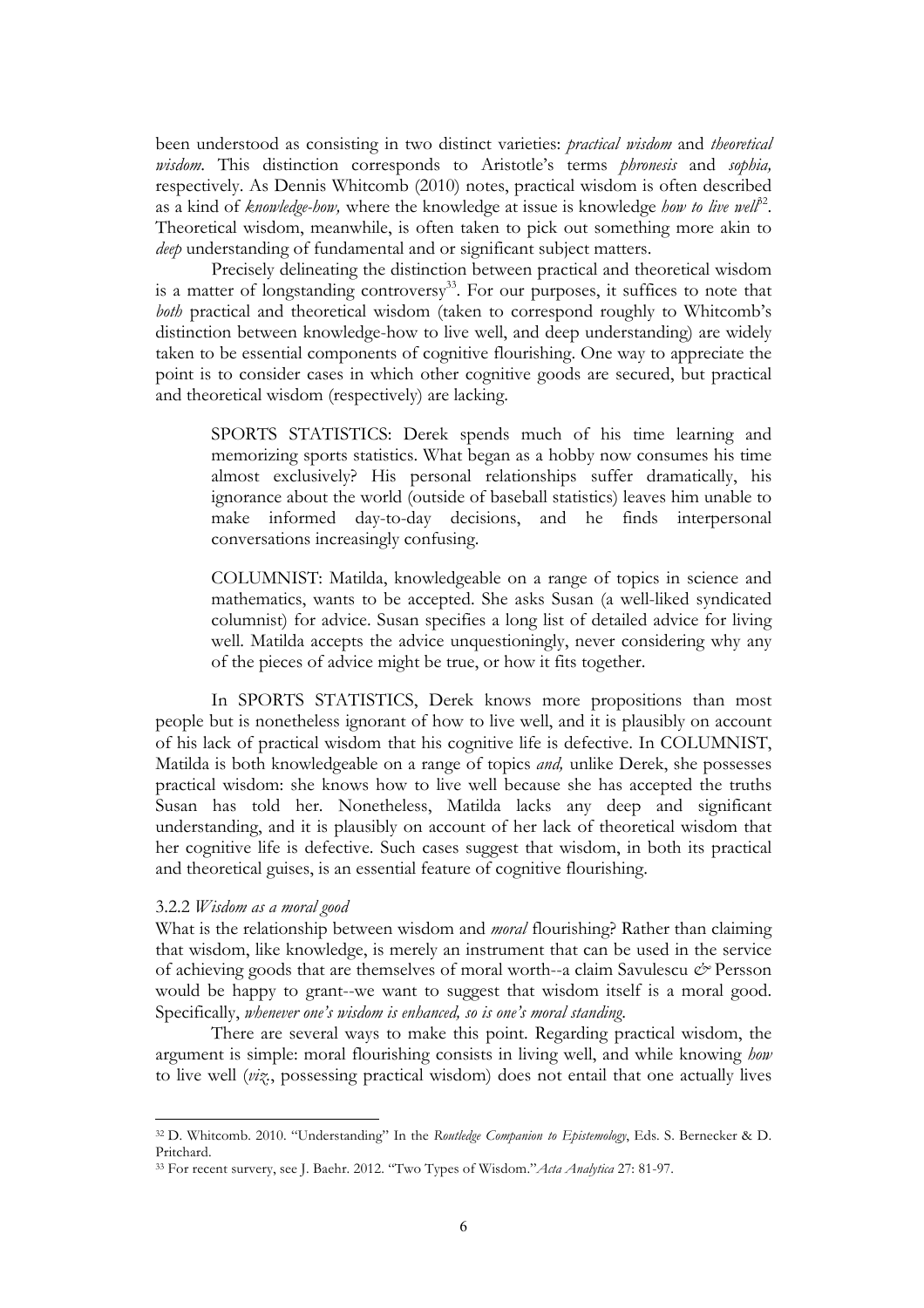been understood as consisting in two distinct varieties: *practical wisdom* and *theoretical wisdom*. This distinction corresponds to Aristotle's terms *phronesis* and *sophia,* respectively. As Dennis Whitcomb (2010) notes, practical wisdom is often described as a kind of *knowledge-how,* where the knowledge at issue is knowledge *how to live well*[32]. Theoretical wisdom, meanwhile, is often taken to pick out something more akin to *deep* understanding of fundamental and or significant subject matters.

Precisely delineating the distinction between practical and theoretical wisdom is a matter of longstanding controversy[33]. For our purposes, it suffices to note that *both* practical and theoretical wisdom (taken to correspond roughly to Whitcomb's distinction between knowledge-how to live well, and deep understanding) are widely taken to be essential components of cognitive flourishing. One way to appreciate the point is to consider cases in which other cognitive goods are secured, but practical and theoretical wisdom (respectively) are lacking.

> SPORTS STATISTICS: Derek spends much of his time learning and memorizing sports statistics. What began as a hobby now consumes his time almost exclusively? His personal relationships suffer dramatically, his ignorance about the world (outside of baseball statistics) leaves him unable to make informed day-to-day decisions, and he finds interpersonal conversations increasingly confusing.

> COLUMNIST: Matilda, knowledgeable on a range of topics in science and mathematics, wants to be accepted. She asks Susan (a well-liked syndicated columnist) for advice. Susan specifies a long list of detailed advice for living well. Matilda accepts the advice unquestioningly, never considering why any of the pieces of advice might be true, or how it fits together.

In SPORTS STATISTICS, Derek knows more propositions than most people but is nonetheless ignorant of how to live well, and it is plausibly on account of his lack of practical wisdom that his cognitive life is defective. In COLUMNIST, Matilda is both knowledgeable on a range of topics *and,* unlike Derek, she possesses practical wisdom: she knows how to live well because she has accepted the truths Susan has told her. Nonetheless, Matilda lacks any deep and significant understanding, and it is plausibly on account of her lack of theoretical wisdom that her cognitive life is defective. Such cases suggest that wisdom, in both its practical and theoretical guises, is an essential feature of cognitive flourishing.

#### 3.2.2 *Wisdom as a moral good*

What is the relationship between wisdom and *moral* flourishing? Rather than claiming that wisdom, like knowledge, is merely an instrument that can be used in the service of achieving goods that are themselves of moral worth--a claim Savulescu & Persson would be happy to grant--we want to suggest that wisdom itself is a moral good. Specifically, *whenever one's wisdom is enhanced, so is one's moral standing.*

There are several ways to make this point. Regarding practical wisdom, the argument is simple: moral flourishing consists in living well, and while knowing *how* to live well (*viz.*, possessing practical wisdom) does not entail that one actually lives

---

[32] D. Whitcomb. 2010. "Understanding" In the *Routledge Companion to Epistemology*, Eds. S. Bernecker & D. Pritchard.

[33] For recent survery, see J. Baehr. 2012. "Two Types of Wisdom."*Acta Analytica* 27: 81-97.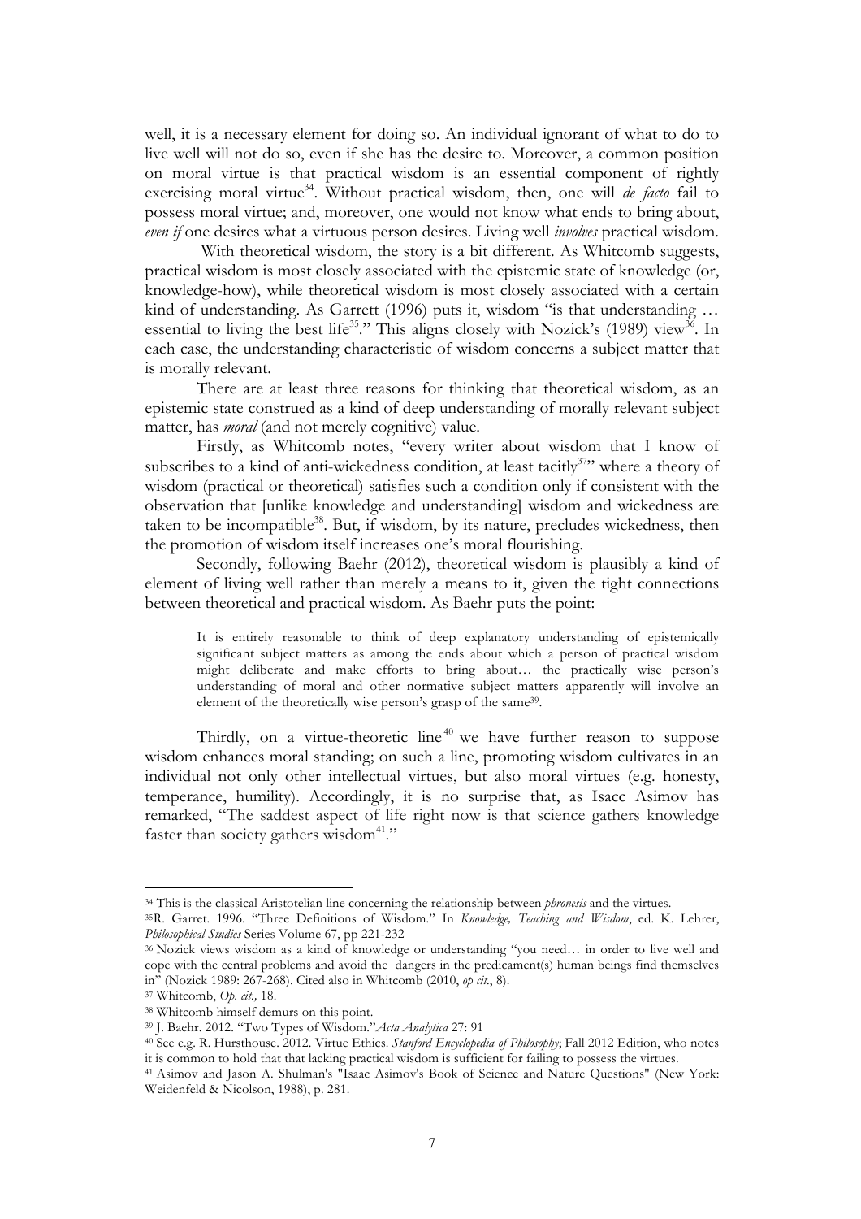well, it is a necessary element for doing so. An individual ignorant of what to do to live well will not do so, even if she has the desire to. Moreover, a common position on moral virtue is that practical wisdom is an essential component of rightly exercising moral virtue[34]. Without practical wisdom, then, one will *de facto* fail to possess moral virtue; and, moreover, one would not know what ends to bring about, *even if* one desires what a virtuous person desires. Living well *involves* practical wisdom.

With theoretical wisdom, the story is a bit different. As Whitcomb suggests, practical wisdom is most closely associated with the epistemic state of knowledge (or, knowledge-how), while theoretical wisdom is most closely associated with a certain kind of understanding. As Garrett (1996) puts it, wisdom "is that understanding … essential to living the best life[35]." This aligns closely with Nozick's (1989) view[36]. In each case, the understanding characteristic of wisdom concerns a subject matter that is morally relevant.

There are at least three reasons for thinking that theoretical wisdom, as an epistemic state construed as a kind of deep understanding of morally relevant subject matter, has *moral* (and not merely cognitive) value.

Firstly, as Whitcomb notes, "every writer about wisdom that I know of subscribes to a kind of anti-wickedness condition, at least tacitly[37]" where a theory of wisdom (practical or theoretical) satisfies such a condition only if consistent with the observation that [unlike knowledge and understanding] wisdom and wickedness are taken to be incompatible[38]. But, if wisdom, by its nature, precludes wickedness, then the promotion of wisdom itself increases one's moral flourishing.

Secondly, following Baehr (2012), theoretical wisdom is plausibly a kind of element of living well rather than merely a means to it, given the tight connections between theoretical and practical wisdom. As Baehr puts the point:

> It is entirely reasonable to think of deep explanatory understanding of epistemically significant subject matters as among the ends about which a person of practical wisdom might deliberate and make efforts to bring about… the practically wise person's understanding of moral and other normative subject matters apparently will involve an element of the theoretically wise person's grasp of the same[39].

Thirdly, on a virtue-theoretic line[40] we have further reason to suppose wisdom enhances moral standing; on such a line, promoting wisdom cultivates in an individual not only other intellectual virtues, but also moral virtues (e.g. honesty, temperance, humility). Accordingly, it is no surprise that, as Isacc Asimov has remarked, "The saddest aspect of life right now is that science gathers knowledge faster than society gathers wisdom[41]."

---

[34] This is the classical Aristotelian line concerning the relationship between *phronesis* and the virtues.

[35] R. Garret. 1996. "Three Definitions of Wisdom." In *Knowledge, Teaching and Wisdom*, ed. K. Lehrer, *Philosophical Studies* Series Volume 67, pp 221-232

[36] Nozick views wisdom as a kind of knowledge or understanding "you need… in order to live well and cope with the central problems and avoid the dangers in the predicament(s) human beings find themselves in" (Nozick 1989: 267-268). Cited also in Whitcomb (2010, *op cit*., 8).

[37] Whitcomb, *Op. cit.,* 18.

[38] Whitcomb himself demurs on this point.

[39] J. Baehr. 2012. "Two Types of Wisdom." *Acta Analytica* 27: 91

[40] See e.g. R. Hursthouse. 2012. Virtue Ethics. *Stanford Encyclopedia of Philosophy*; Fall 2012 Edition, who notes it is common to hold that that lacking practical wisdom is sufficient for failing to possess the virtues.

[41] Asimov and Jason A. Shulman's "Isaac Asimov's Book of Science and Nature Questions" (New York: Weidenfeld & Nicolson, 1988), p. 281.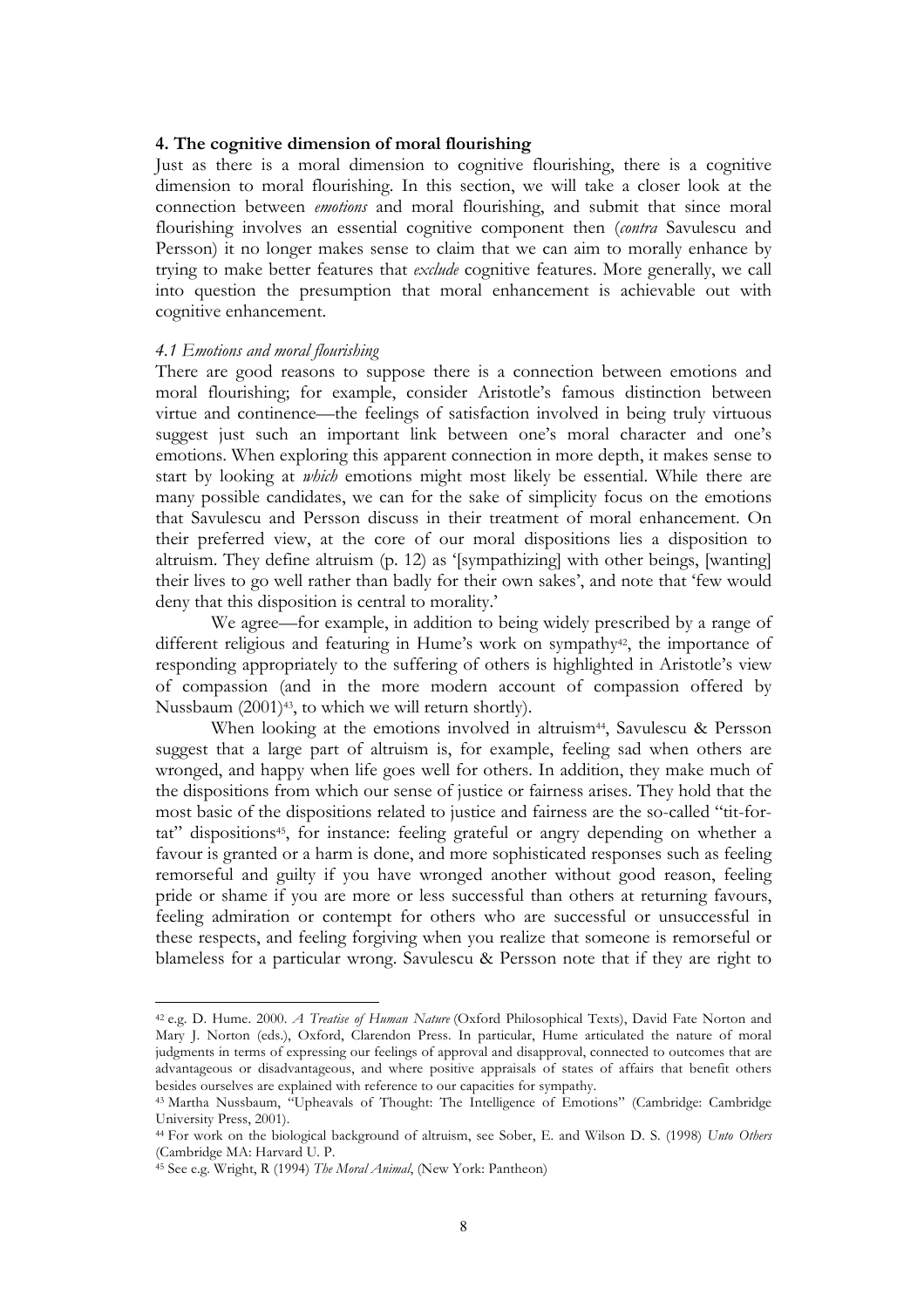### 4. The cognitive dimension of moral flourishing

Just as there is a moral dimension to cognitive flourishing, there is a cognitive dimension to moral flourishing. In this section, we will take a closer look at the connection between *emotions* and moral flourishing, and submit that since moral flourishing involves an essential cognitive component then (*contra* Savulescu and Persson) it no longer makes sense to claim that we can aim to morally enhance by trying to make better features that *exclude* cognitive features. More generally, we call into question the presumption that moral enhancement is achievable out with cognitive enhancement.

#### *4.1 Emotions and moral flourishing*

There are good reasons to suppose there is a connection between emotions and moral flourishing; for example, consider Aristotle's famous distinction between virtue and continence—the feelings of satisfaction involved in being truly virtuous suggest just such an important link between one's moral character and one's emotions. When exploring this apparent connection in more depth, it makes sense to start by looking at *which* emotions might most likely be essential. While there are many possible candidates, we can for the sake of simplicity focus on the emotions that Savulescu and Persson discuss in their treatment of moral enhancement. On their preferred view, at the core of our moral dispositions lies a disposition to altruism. They define altruism (p. 12) as '[sympathizing] with other beings, [wanting] their lives to go well rather than badly for their own sakes', and note that 'few would deny that this disposition is central to morality.'

We agree—for example, in addition to being widely prescribed by a range of different religious and featuring in Hume's work on sympathy[42], the importance of responding appropriately to the suffering of others is highlighted in Aristotle's view of compassion (and in the more modern account of compassion offered by Nussbaum (2001)[43], to which we will return shortly).

When looking at the emotions involved in altruism[44], Savulescu & Persson suggest that a large part of altruism is, for example, feeling sad when others are wronged, and happy when life goes well for others. In addition, they make much of the dispositions from which our sense of justice or fairness arises. They hold that the most basic of the dispositions related to justice and fairness are the so-called "tit-for-tat" dispositions[45], for instance: feeling grateful or angry depending on whether a favour is granted or a harm is done, and more sophisticated responses such as feeling remorseful and guilty if you have wronged another without good reason, feeling pride or shame if you are more or less successful than others at returning favours, feeling admiration or contempt for others who are successful or unsuccessful in these respects, and feeling forgiving when you realize that someone is remorseful or blameless for a particular wrong. Savulescu & Persson note that if they are right to

---

[42] e.g. D. Hume. 2000. *A Treatise of Human Nature* (Oxford Philosophical Texts), David Fate Norton and Mary J. Norton (eds.), Oxford, Clarendon Press. In particular, Hume articulated the nature of moral judgments in terms of expressing our feelings of approval and disapproval, connected to outcomes that are advantageous or disadvantageous, and where positive appraisals of states of affairs that benefit others besides ourselves are explained with reference to our capacities for sympathy.

[43] Martha Nussbaum, "Upheavals of Thought: The Intelligence of Emotions" (Cambridge: Cambridge University Press, 2001).

[44] For work on the biological background of altruism, see Sober, E. and Wilson D. S. (1998) *Unto Others* (Cambridge MA: Harvard U. P.

[45] See e.g. Wright, R (1994) *The Moral Animal*, (New York: Pantheon)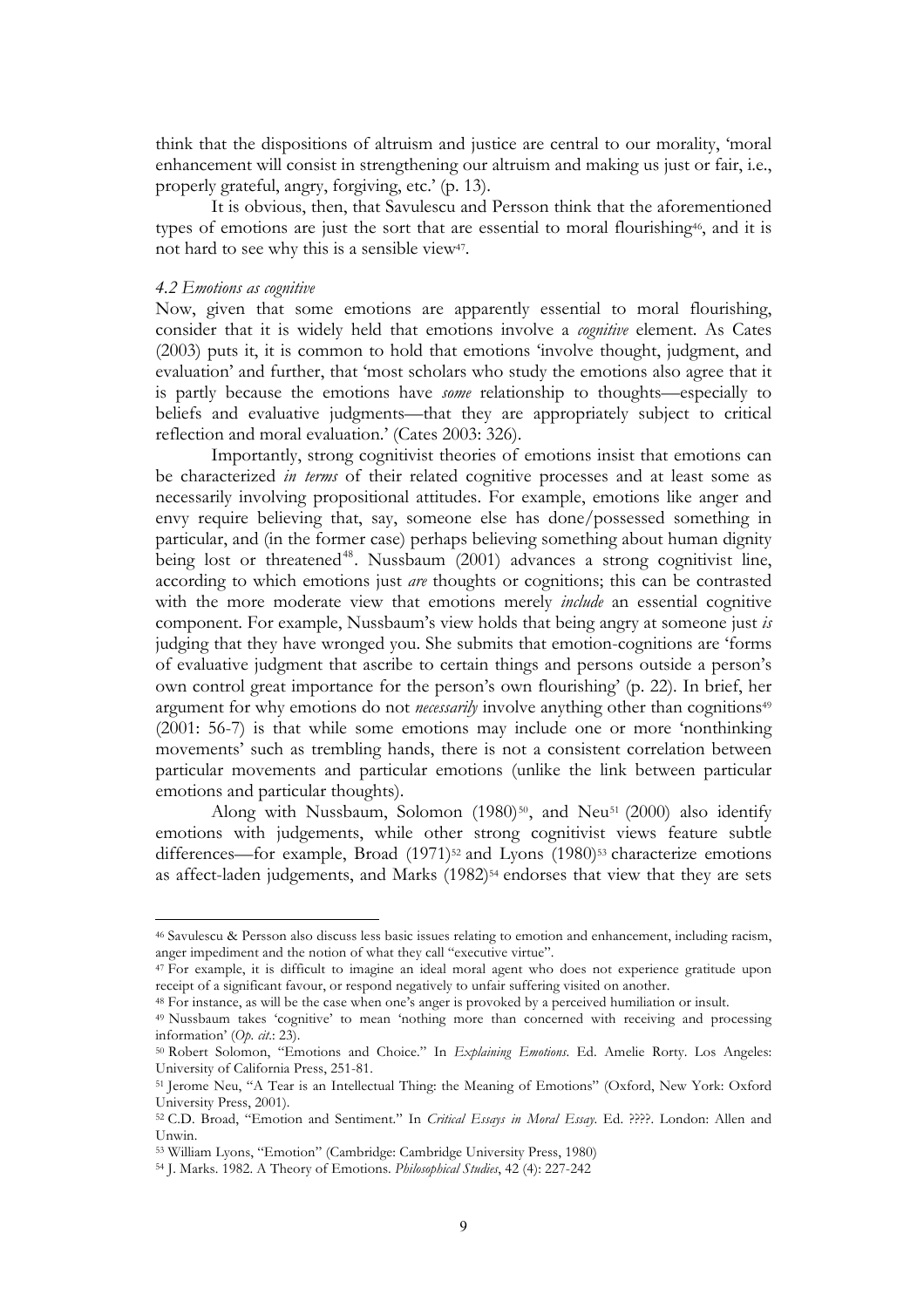think that the dispositions of altruism and justice are central to our morality, 'moral enhancement will consist in strengthening our altruism and making us just or fair, i.e., properly grateful, angry, forgiving, etc.' (p. 13).

It is obvious, then, that Savulescu and Persson think that the aforementioned types of emotions are just the sort that are essential to moral flourishing[46], and it is not hard to see why this is a sensible view[47].

### *4.2 Emotions as cognitive*

Now, given that some emotions are apparently essential to moral flourishing, consider that it is widely held that emotions involve a *cognitive* element. As Cates (2003) puts it, it is common to hold that emotions 'involve thought, judgment, and evaluation' and further, that 'most scholars who study the emotions also agree that it is partly because the emotions have *some* relationship to thoughts—especially to beliefs and evaluative judgments—that they are appropriately subject to critical reflection and moral evaluation.' (Cates 2003: 326).

Importantly, strong cognitivist theories of emotions insist that emotions can be characterized *in terms* of their related cognitive processes and at least some as necessarily involving propositional attitudes. For example, emotions like anger and envy require believing that, say, someone else has done/possessed something in particular, and (in the former case) perhaps believing something about human dignity being lost or threatened[48]. Nussbaum (2001) advances a strong cognitivist line, according to which emotions just *are* thoughts or cognitions; this can be contrasted with the more moderate view that emotions merely *include* an essential cognitive component. For example, Nussbaum's view holds that being angry at someone just *is* judging that they have wronged you. She submits that emotion-cognitions are 'forms of evaluative judgment that ascribe to certain things and persons outside a person's own control great importance for the person's own flourishing' (p. 22). In brief, her argument for why emotions do not *necessarily* involve anything other than cognitions[49] (2001: 56-7) is that while some emotions may include one or more 'nonthinking movements' such as trembling hands, there is not a consistent correlation between particular movements and particular emotions (unlike the link between particular emotions and particular thoughts).

Along with Nussbaum, Solomon (1980)[50], and Neu[51] (2000) also identify emotions with judgements, while other strong cognitivist views feature subtle differences—for example, Broad (1971)[52] and Lyons (1980)[53] characterize emotions as affect-laden judgements, and Marks (1982)[54] endorses that view that they are sets

---

[46] Savulescu & Persson also discuss less basic issues relating to emotion and enhancement, including racism, anger impediment and the notion of what they call "executive virtue".

[47] For example, it is difficult to imagine an ideal moral agent who does not experience gratitude upon receipt of a significant favour, or respond negatively to unfair suffering visited on another.

[48] For instance, as will be the case when one's anger is provoked by a perceived humiliation or insult.

[49] Nussbaum takes 'cognitive' to mean 'nothing more than concerned with receiving and processing information' (*Op. cit.*: 23).

[50] Robert Solomon, "Emotions and Choice." In *Explaining Emotions*. Ed. Amelie Rorty. Los Angeles: University of California Press, 251-81.

[51] Jerome Neu, "A Tear is an Intellectual Thing: the Meaning of Emotions" (Oxford, New York: Oxford University Press, 2001).

[52] C.D. Broad, "Emotion and Sentiment." In *Critical Essays in Moral Essay*. Ed. ????. London: Allen and Unwin.

[53] William Lyons, "Emotion" (Cambridge: Cambridge University Press, 1980)

[54] J. Marks. 1982. A Theory of Emotions. *Philosophical Studies*, 42 (4): 227-242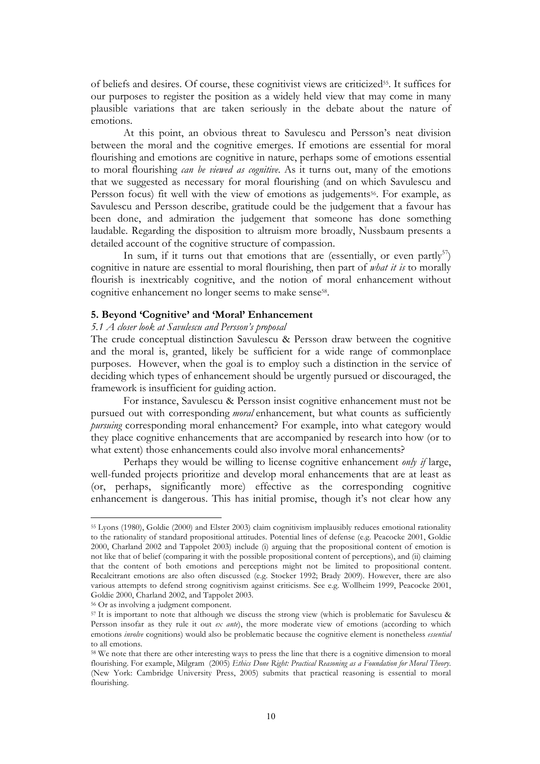of beliefs and desires. Of course, these cognitivist views are criticized[55]. It suffices for our purposes to register the position as a widely held view that may come in many plausible variations that are taken seriously in the debate about the nature of emotions.

At this point, an obvious threat to Savulescu and Persson's neat division between the moral and the cognitive emerges. If emotions are essential for moral flourishing and emotions are cognitive in nature, perhaps some of emotions essential to moral flourishing *can be viewed as cognitive*. As it turns out, many of the emotions that we suggested as necessary for moral flourishing (and on which Savulescu and Persson focus) fit well with the view of emotions as judgements[56]. For example, as Savulescu and Persson describe, gratitude could be the judgement that a favour has been done, and admiration the judgement that someone has done something laudable. Regarding the disposition to altruism more broadly, Nussbaum presents a detailed account of the cognitive structure of compassion.

In sum, if it turns out that emotions that are (essentially, or even partly[57]) cognitive in nature are essential to moral flourishing, then part of *what it is* to morally flourish is inextricably cognitive, and the notion of moral enhancement without cognitive enhancement no longer seems to make sense[58].

## 5. Beyond 'Cognitive' and 'Moral' Enhancement

### *5.1 A closer look at Savulescu and Persson's proposal*

The crude conceptual distinction Savulescu & Persson draw between the cognitive and the moral is, granted, likely be sufficient for a wide range of commonplace purposes. However, when the goal is to employ such a distinction in the service of deciding which types of enhancement should be urgently pursued or discouraged, the framework is insufficient for guiding action.

For instance, Savulescu & Persson insist cognitive enhancement must not be pursued out with corresponding *moral* enhancement, but what counts as sufficiently *pursuing* corresponding moral enhancement? For example, into what category would they place cognitive enhancements that are accompanied by research into how (or to what extent) those enhancements could also involve moral enhancements?

Perhaps they would be willing to license cognitive enhancement *only if* large, well-funded projects prioritize and develop moral enhancements that are at least as (or, perhaps, significantly more) effective as the corresponding cognitive enhancement is dangerous. This has initial promise, though it's not clear how any

---

[55] Lyons (1980), Goldie (2000) and Elster 2003) claim cognitivism implausibly reduces emotional rationality to the rationality of standard propositional attitudes. Potential lines of defense (e.g. Peacocke 2001, Goldie 2000, Charland 2002 and Tappolet 2003) include (i) arguing that the propositional content of emotion is not like that of belief (comparing it with the possible propositional content of perceptions), and (ii) claiming that the content of both emotions and perceptions might not be limited to propositional content. Recalcitrant emotions are also often discussed (e.g. Stocker 1992; Brady 2009). However, there are also various attempts to defend strong cognitivism against criticisms. See e.g. Wollheim 1999, Peacocke 2001, Goldie 2000, Charland 2002, and Tappolet 2003.

[56] Or as involving a judgment component.

[57] It is important to note that although we discuss the strong view (which is problematic for Savulescu & Persson insofar as they rule it out *ex ante*), the more moderate view of emotions (according to which emotions *involve* cognitions) would also be problematic because the cognitive element is nonetheless *essential* to all emotions.

[58] We note that there are other interesting ways to press the line that there is a cognitive dimension to moral flourishing. For example, Milgram (2005) *Ethics Done Right: Practical Reasoning as a Foundation for Moral Theory*. (New York: Cambridge University Press, 2005) submits that practical reasoning is essential to moral flourishing.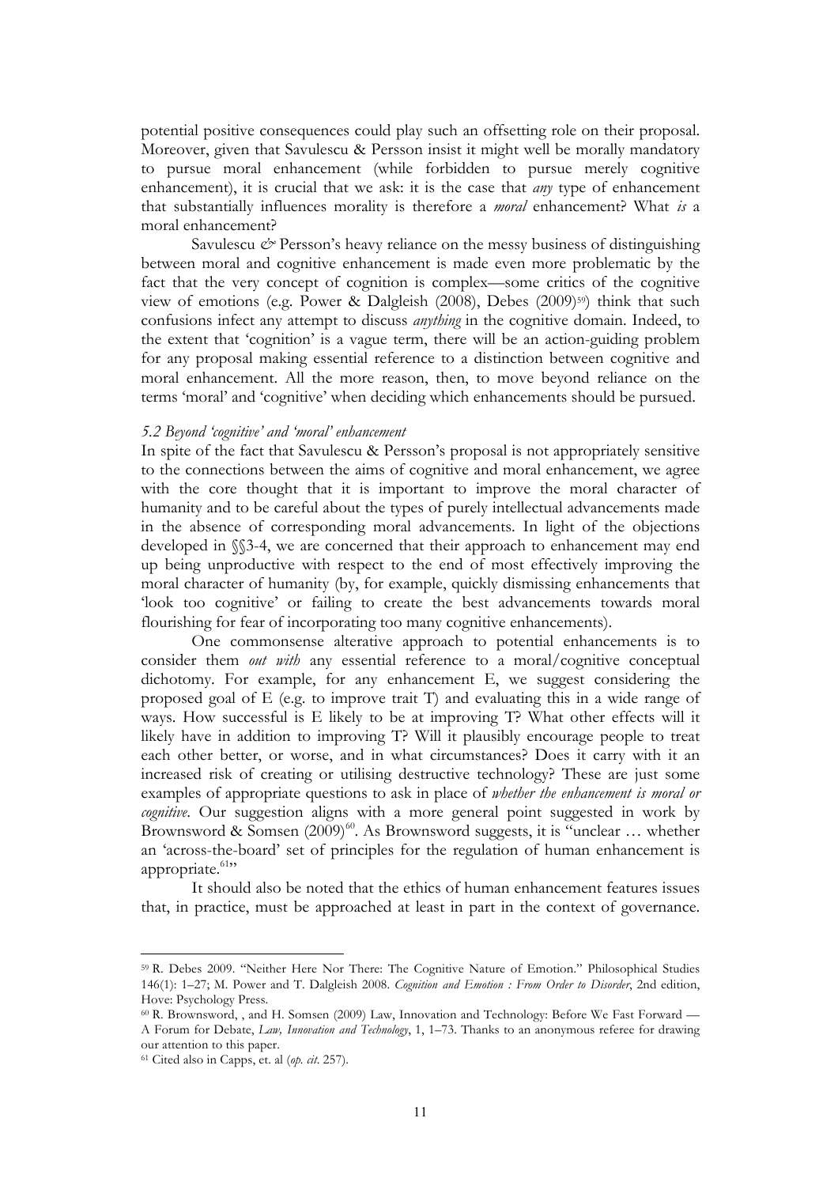potential positive consequences could play such an offsetting role on their proposal. Moreover, given that Savulescu & Persson insist it might well be morally mandatory to pursue moral enhancement (while forbidden to pursue merely cognitive enhancement), it is crucial that we ask: it is the case that *any* type of enhancement that substantially influences morality is therefore a *moral* enhancement? What *is* a moral enhancement?

Savulescu *&* Persson's heavy reliance on the messy business of distinguishing between moral and cognitive enhancement is made even more problematic by the fact that the very concept of cognition is complex—some critics of the cognitive view of emotions (e.g. Power & Dalgleish (2008), Debes (2009)[59]) think that such confusions infect any attempt to discuss *anything* in the cognitive domain. Indeed, to the extent that 'cognition' is a vague term, there will be an action-guiding problem for any proposal making essential reference to a distinction between cognitive and moral enhancement. All the more reason, then, to move beyond reliance on the terms 'moral' and 'cognitive' when deciding which enhancements should be pursued.

*5.2 Beyond 'cognitive' and 'moral' enhancement*

In spite of the fact that Savulescu & Persson's proposal is not appropriately sensitive to the connections between the aims of cognitive and moral enhancement, we agree with the core thought that it is important to improve the moral character of humanity and to be careful about the types of purely intellectual advancements made in the absence of corresponding moral advancements. In light of the objections developed in §§3-4, we are concerned that their approach to enhancement may end up being unproductive with respect to the end of most effectively improving the moral character of humanity (by, for example, quickly dismissing enhancements that 'look too cognitive' or failing to create the best advancements towards moral flourishing for fear of incorporating too many cognitive enhancements).

One commonsense alterative approach to potential enhancements is to consider them *out with* any essential reference to a moral/cognitive conceptual dichotomy. For example, for any enhancement E, we suggest considering the proposed goal of E (e.g. to improve trait T) and evaluating this in a wide range of ways. How successful is E likely to be at improving T? What other effects will it likely have in addition to improving T? Will it plausibly encourage people to treat each other better, or worse, and in what circumstances? Does it carry with it an increased risk of creating or utilising destructive technology? These are just some examples of appropriate questions to ask in place of *whether the enhancement is moral or cognitive*. Our suggestion aligns with a more general point suggested in work by Brownsword & Somsen (2009)[60]. As Brownsword suggests, it is "unclear … whether an 'across-the-board' set of principles for the regulation of human enhancement is appropriate.[61]"

It should also be noted that the ethics of human enhancement features issues that, in practice, must be approached at least in part in the context of governance.

---

[59] R. Debes 2009. "Neither Here Nor There: The Cognitive Nature of Emotion." Philosophical Studies 146(1): 1–27; M. Power and T. Dalgleish 2008. *Cognition and Emotion : From Order to Disorder*, 2nd edition, Hove: Psychology Press.

[60] R. Brownsword, , and H. Somsen (2009) Law, Innovation and Technology: Before We Fast Forward — A Forum for Debate, *Law, Innovation and Technology*, 1, 1–73. Thanks to an anonymous referee for drawing our attention to this paper.

[61] Cited also in Capps, et. al (*op. cit*. 257).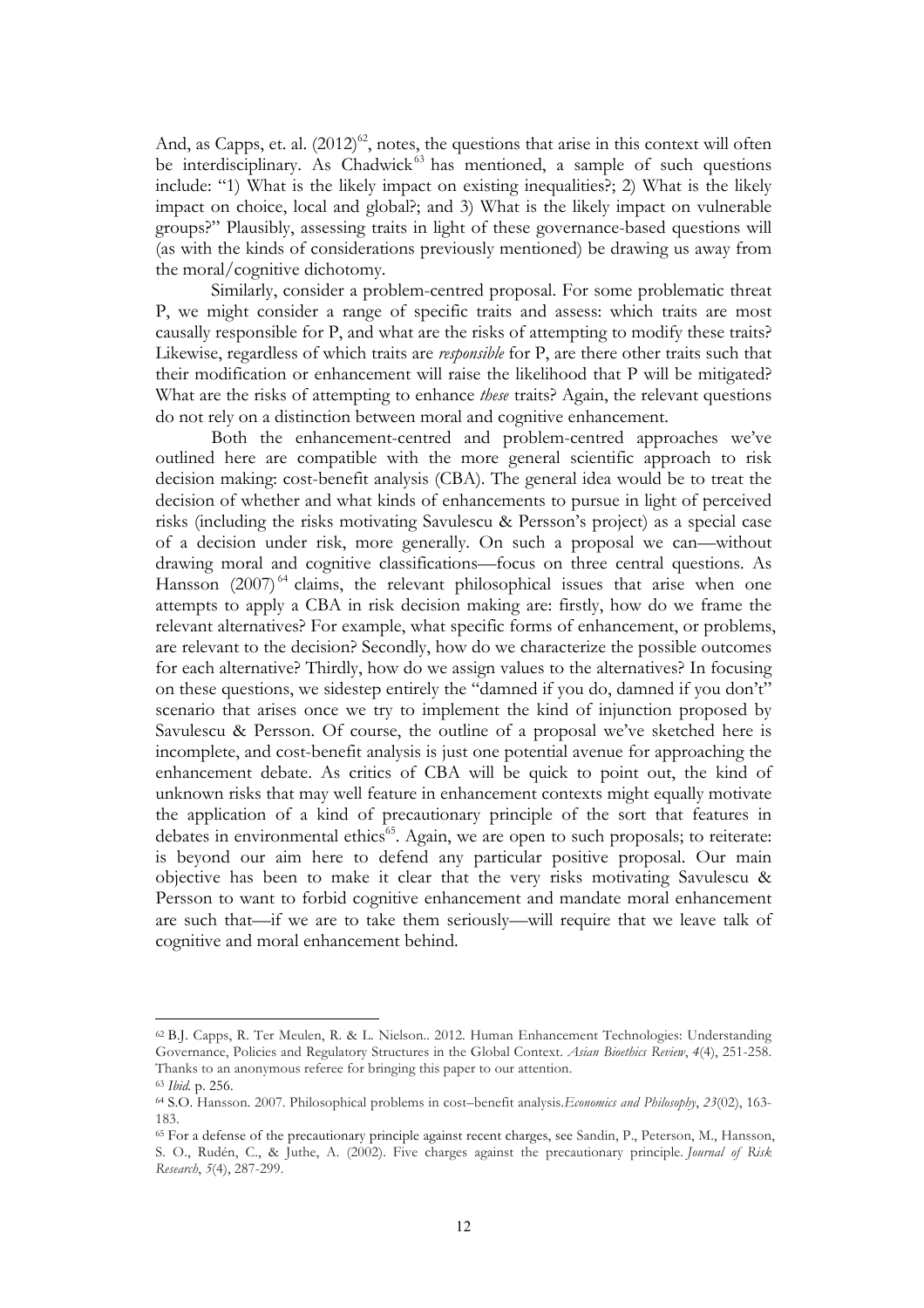And, as Capps, et. al. (2012)[62], notes, the questions that arise in this context will often be interdisciplinary. As Chadwick[63] has mentioned, a sample of such questions include: "1) What is the likely impact on existing inequalities?; 2) What is the likely impact on choice, local and global?; and 3) What is the likely impact on vulnerable groups?" Plausibly, assessing traits in light of these governance-based questions will (as with the kinds of considerations previously mentioned) be drawing us away from the moral/cognitive dichotomy.

Similarly, consider a problem-centred proposal. For some problematic threat P, we might consider a range of specific traits and assess: which traits are most causally responsible for P, and what are the risks of attempting to modify these traits? Likewise, regardless of which traits are *responsible* for P, are there other traits such that their modification or enhancement will raise the likelihood that P will be mitigated? What are the risks of attempting to enhance *these* traits? Again, the relevant questions do not rely on a distinction between moral and cognitive enhancement.

Both the enhancement-centred and problem-centred approaches we've outlined here are compatible with the more general scientific approach to risk decision making: cost-benefit analysis (CBA). The general idea would be to treat the decision of whether and what kinds of enhancements to pursue in light of perceived risks (including the risks motivating Savulescu & Persson's project) as a special case of a decision under risk, more generally. On such a proposal we can—without drawing moral and cognitive classifications—focus on three central questions. As Hansson (2007)[64] claims, the relevant philosophical issues that arise when one attempts to apply a CBA in risk decision making are: firstly, how do we frame the relevant alternatives? For example, what specific forms of enhancement, or problems, are relevant to the decision? Secondly, how do we characterize the possible outcomes for each alternative? Thirdly, how do we assign values to the alternatives? In focusing on these questions, we sidestep entirely the "damned if you do, damned if you don't" scenario that arises once we try to implement the kind of injunction proposed by Savulescu & Persson. Of course, the outline of a proposal we've sketched here is incomplete, and cost-benefit analysis is just one potential avenue for approaching the enhancement debate. As critics of CBA will be quick to point out, the kind of unknown risks that may well feature in enhancement contexts might equally motivate the application of a kind of precautionary principle of the sort that features in debates in environmental ethics[65]. Again, we are open to such proposals; to reiterate: is beyond our aim here to defend any particular positive proposal. Our main objective has been to make it clear that the very risks motivating Savulescu & Persson to want to forbid cognitive enhancement and mandate moral enhancement are such that—if we are to take them seriously—will require that we leave talk of cognitive and moral enhancement behind.

---

[62] B.J. Capps, R. Ter Meulen, R. & L. Nielson.. 2012. Human Enhancement Technologies: Understanding Governance, Policies and Regulatory Structures in the Global Context. *Asian Bioethics Review*, *4*(4), 251-258. Thanks to an anonymous referee for bringing this paper to our attention.

[63] *Ibid.* p. 256.

[64] S.O. Hansson. 2007. Philosophical problems in cost–benefit analysis.*Economics and Philosophy*, *23*(02), 163-183.

[65] For a defense of the precautionary principle against recent charges, see Sandin, P., Peterson, M., Hansson, S. O., Rudén, C., & Juthe, A. (2002). Five charges against the precautionary principle. *Journal of Risk Research*, *5*(4), 287-299.